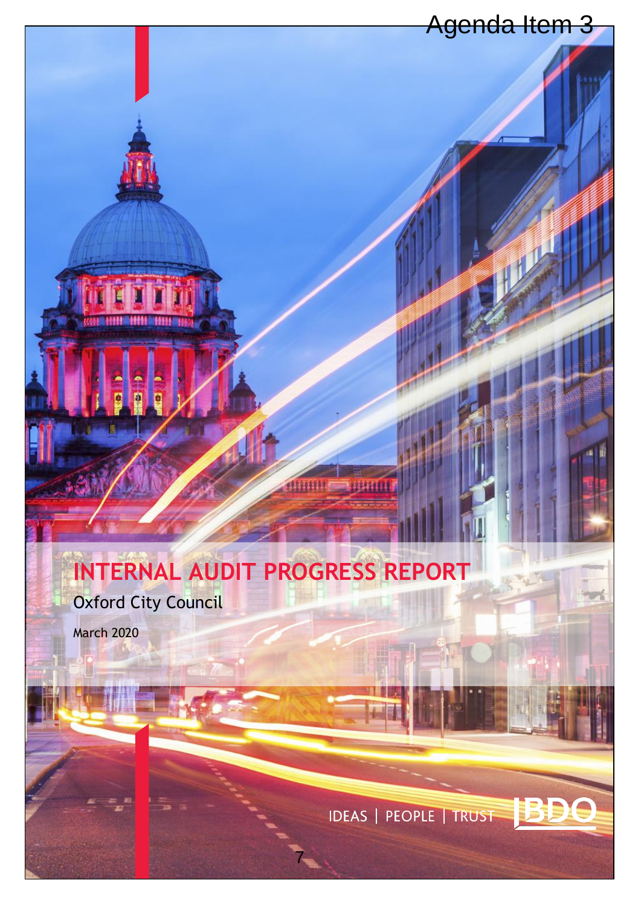Agenda Item 3

# INTERNAL AUDIT PROGRESS REPORT

Oxford City Council

March 2020

IDEAS | PEOPLE | TRUST

BDO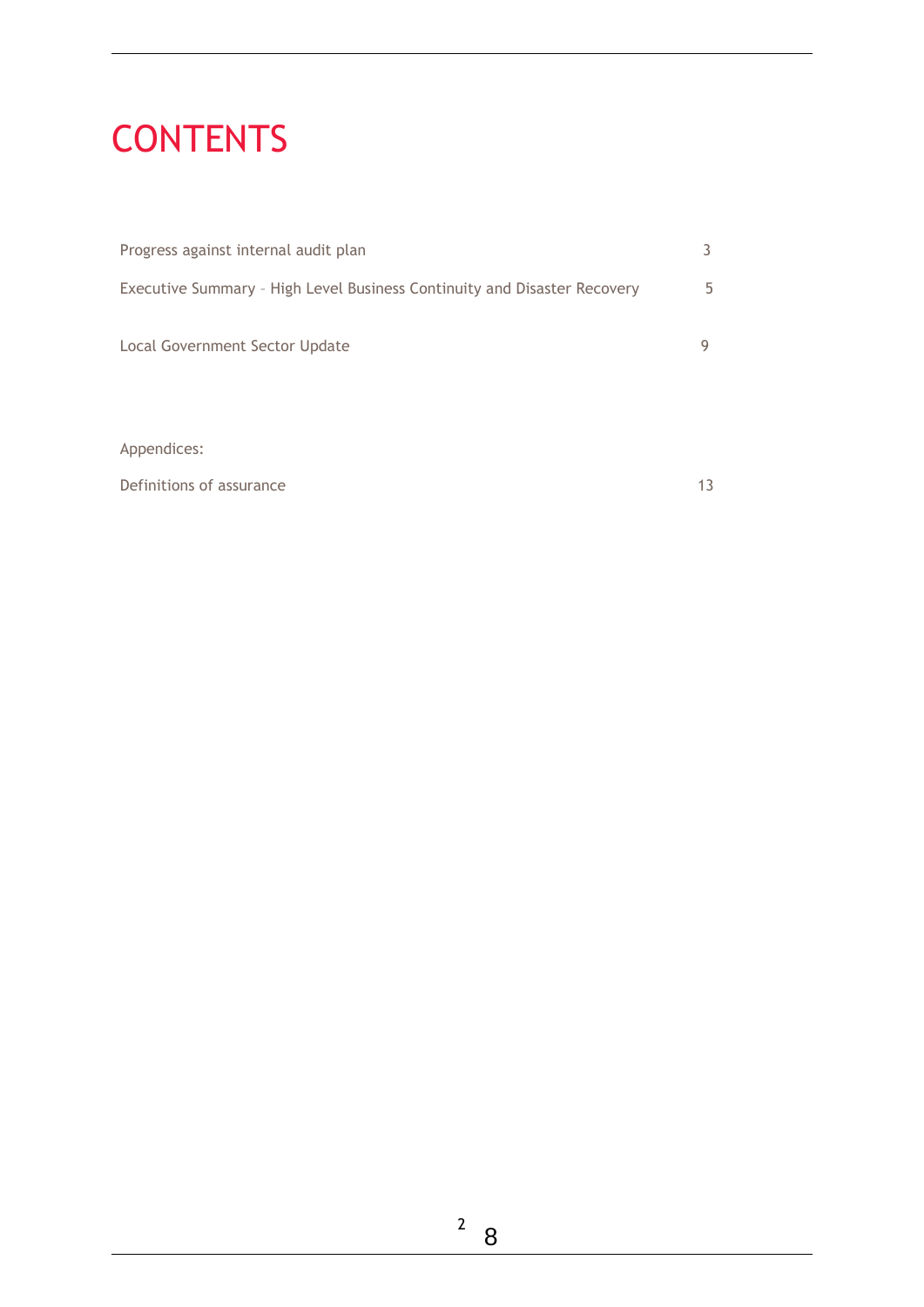# CONTENTS

| | |
|---|---|
| Progress against internal audit plan | 3 |
| Executive Summary – High Level Business Continuity and Disaster Recovery | 5 |
| Local Government Sector Update | 9 |

Appendices:

| | |
|---|---|
| Definitions of assurance | 13 |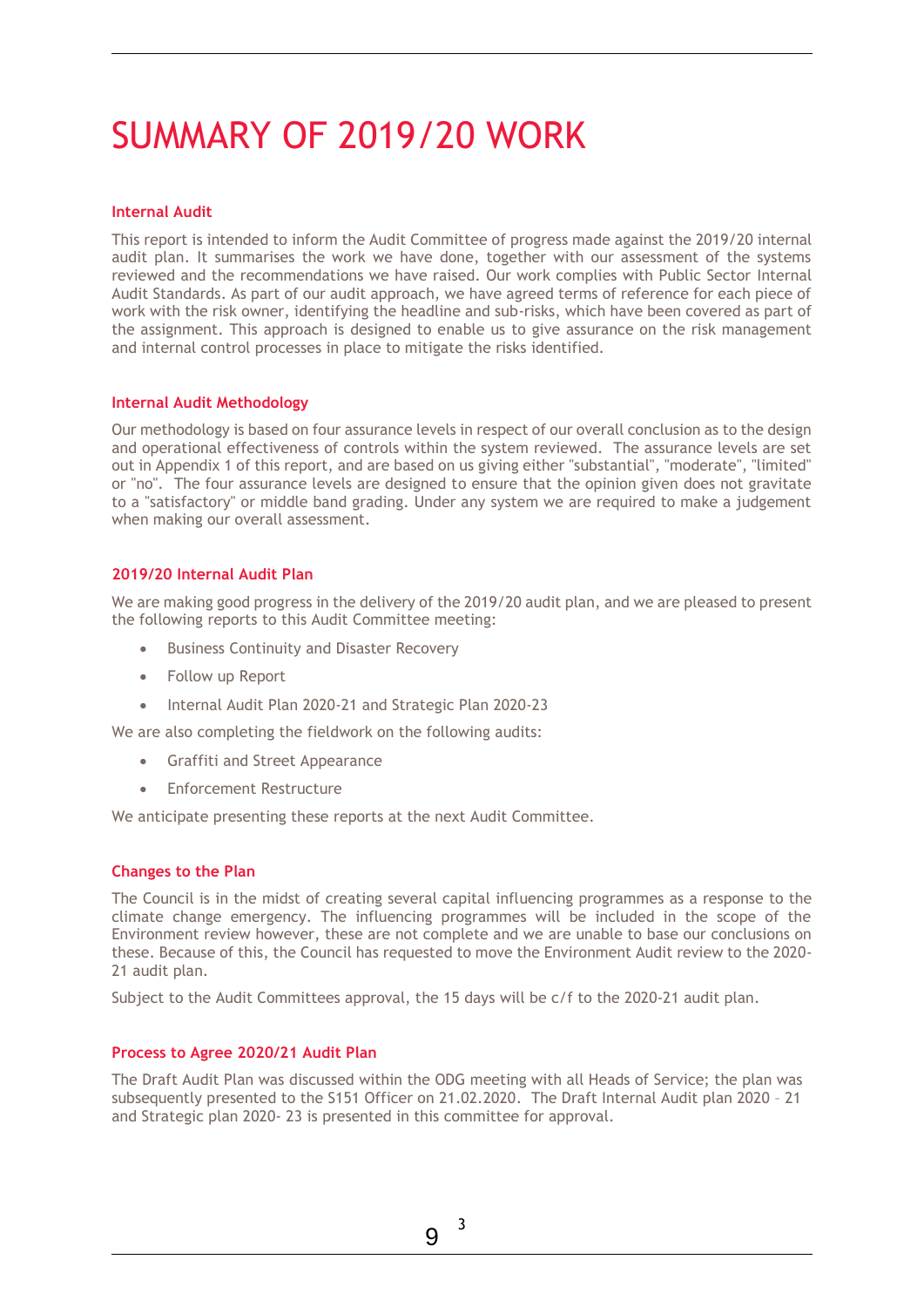# SUMMARY OF 2019/20 WORK

## Internal Audit

This report is intended to inform the Audit Committee of progress made against the 2019/20 internal audit plan. It summarises the work we have done, together with our assessment of the systems reviewed and the recommendations we have raised. Our work complies with Public Sector Internal Audit Standards. As part of our audit approach, we have agreed terms of reference for each piece of work with the risk owner, identifying the headline and sub-risks, which have been covered as part of the assignment. This approach is designed to enable us to give assurance on the risk management and internal control processes in place to mitigate the risks identified.

## Internal Audit Methodology

Our methodology is based on four assurance levels in respect of our overall conclusion as to the design and operational effectiveness of controls within the system reviewed. The assurance levels are set out in Appendix 1 of this report, and are based on us giving either "substantial", "moderate", "limited" or "no". The four assurance levels are designed to ensure that the opinion given does not gravitate to a "satisfactory" or middle band grading. Under any system we are required to make a judgement when making our overall assessment.

## 2019/20 Internal Audit Plan

We are making good progress in the delivery of the 2019/20 audit plan, and we are pleased to present the following reports to this Audit Committee meeting:

- Business Continuity and Disaster Recovery
- Follow up Report
- Internal Audit Plan 2020-21 and Strategic Plan 2020-23

We are also completing the fieldwork on the following audits:

- Graffiti and Street Appearance
- Enforcement Restructure

We anticipate presenting these reports at the next Audit Committee.

## Changes to the Plan

The Council is in the midst of creating several capital influencing programmes as a response to the climate change emergency. The influencing programmes will be included in the scope of the Environment review however, these are not complete and we are unable to base our conclusions on these. Because of this, the Council has requested to move the Environment Audit review to the 2020-21 audit plan.

Subject to the Audit Committees approval, the 15 days will be c/f to the 2020-21 audit plan.

## Process to Agree 2020/21 Audit Plan

The Draft Audit Plan was discussed within the ODG meeting with all Heads of Service; the plan was subsequently presented to the S151 Officer on 21.02.2020. The Draft Internal Audit plan 2020 – 21 and Strategic plan 2020- 23 is presented in this committee for approval.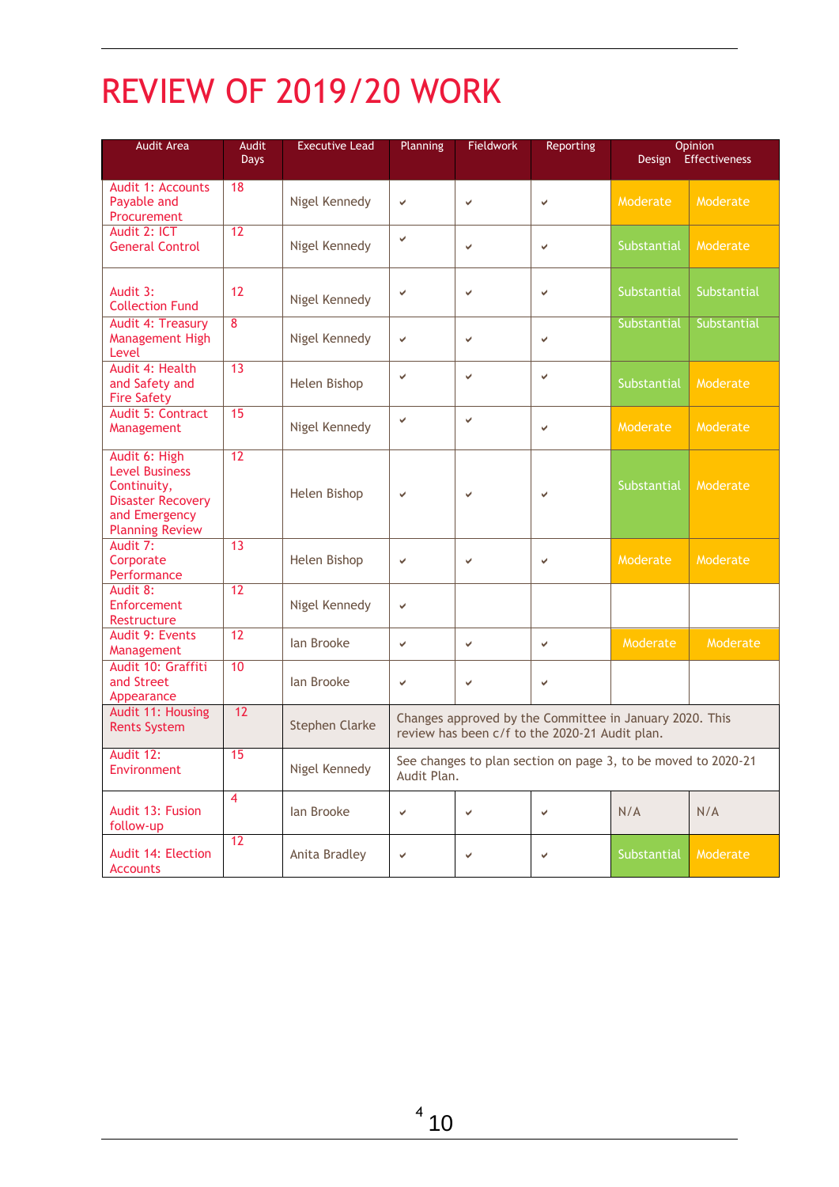# REVIEW OF 2019/20 WORK

| Audit Area | Audit Days | Executive Lead | Planning | Fieldwork | Reporting | Opinion Design | Opinion Effectiveness |
|---|---|---|---|---|---|---|---|
| Audit 1: Accounts Payable and Procurement | 18 | Nigel Kennedy | ✔ | ✔ | ✔ | Moderate | Moderate |
| Audit 2: ICT General Control | 12 | Nigel Kennedy | ✔ | ✔ | ✔ | Substantial | Moderate |
| Audit 3: Collection Fund | 12 | Nigel Kennedy | ✔ | ✔ | ✔ | Substantial | Substantial |
| Audit 4: Treasury Management High Level | 8 | Nigel Kennedy | ✔ | ✔ | ✔ | Substantial | Substantial |
| Audit 4: Health and Safety and Fire Safety | 13 | Helen Bishop | ✔ | ✔ | ✔ | Substantial | Moderate |
| Audit 5: Contract Management | 15 | Nigel Kennedy | ✔ | ✔ | ✔ | Moderate | Moderate |
| Audit 6: High Level Business Continuity, Disaster Recovery and Emergency Planning Review | 12 | Helen Bishop | ✔ | ✔ | ✔ | Substantial | Moderate |
| Audit 7: Corporate Performance | 13 | Helen Bishop | ✔ | ✔ | ✔ | Moderate | Moderate |
| Audit 8: Enforcement Restructure | 12 | Nigel Kennedy | ✔ | | | | |
| Audit 9: Events Management | 12 | Ian Brooke | ✔ | ✔ | ✔ | Moderate | Moderate |
| Audit 10: Graffiti and Street Appearance | 10 | Ian Brooke | ✔ | ✔ | ✔ | | |
| Audit 11: Housing Rents System | 12 | Stephen Clarke | Changes approved by the Committee in January 2020. This review has been c/f to the 2020-21 Audit plan. | | | | |
| Audit 12: Environment | 15 | Nigel Kennedy | See changes to plan section on page 3, to be moved to 2020-21 Audit Plan. | | | | |
| Audit 13: Fusion follow-up | 4 | Ian Brooke | ✔ | ✔ | ✔ | N/A | N/A |
| Audit 14: Election Accounts | 12 | Anita Bradley | ✔ | ✔ | ✔ | Substantial | Moderate |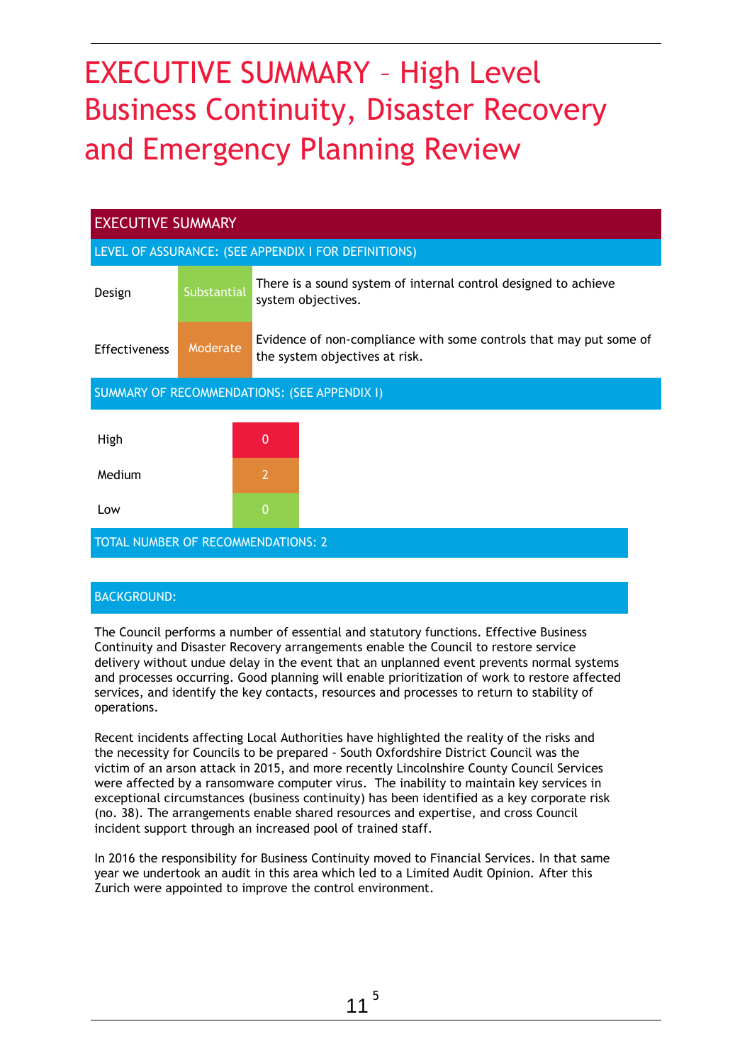# EXECUTIVE SUMMARY – High Level Business Continuity, Disaster Recovery and Emergency Planning Review

## EXECUTIVE SUMMARY

### LEVEL OF ASSURANCE: (SEE APPENDIX I FOR DEFINITIONS)

| | | |
|---|---|---|
| Design | Substantial | There is a sound system of internal control designed to achieve system objectives. |
| Effectiveness | Moderate | Evidence of non-compliance with some controls that may put some of the system objectives at risk. |

### SUMMARY OF RECOMMENDATIONS: (SEE APPENDIX I)

| | |
|---|---|
| High | 0 |
| Medium | 2 |
| Low | 0 |

TOTAL NUMBER OF RECOMMENDATIONS: 2

### BACKGROUND:

The Council performs a number of essential and statutory functions. Effective Business Continuity and Disaster Recovery arrangements enable the Council to restore service delivery without undue delay in the event that an unplanned event prevents normal systems and processes occurring. Good planning will enable prioritization of work to restore affected services, and identify the key contacts, resources and processes to return to stability of operations.

Recent incidents affecting Local Authorities have highlighted the reality of the risks and the necessity for Councils to be prepared - South Oxfordshire District Council was the victim of an arson attack in 2015, and more recently Lincolnshire County Council Services were affected by a ransomware computer virus. The inability to maintain key services in exceptional circumstances (business continuity) has been identified as a key corporate risk (no. 38). The arrangements enable shared resources and expertise, and cross Council incident support through an increased pool of trained staff.

In 2016 the responsibility for Business Continuity moved to Financial Services. In that same year we undertook an audit in this area which led to a Limited Audit Opinion. After this Zurich were appointed to improve the control environment.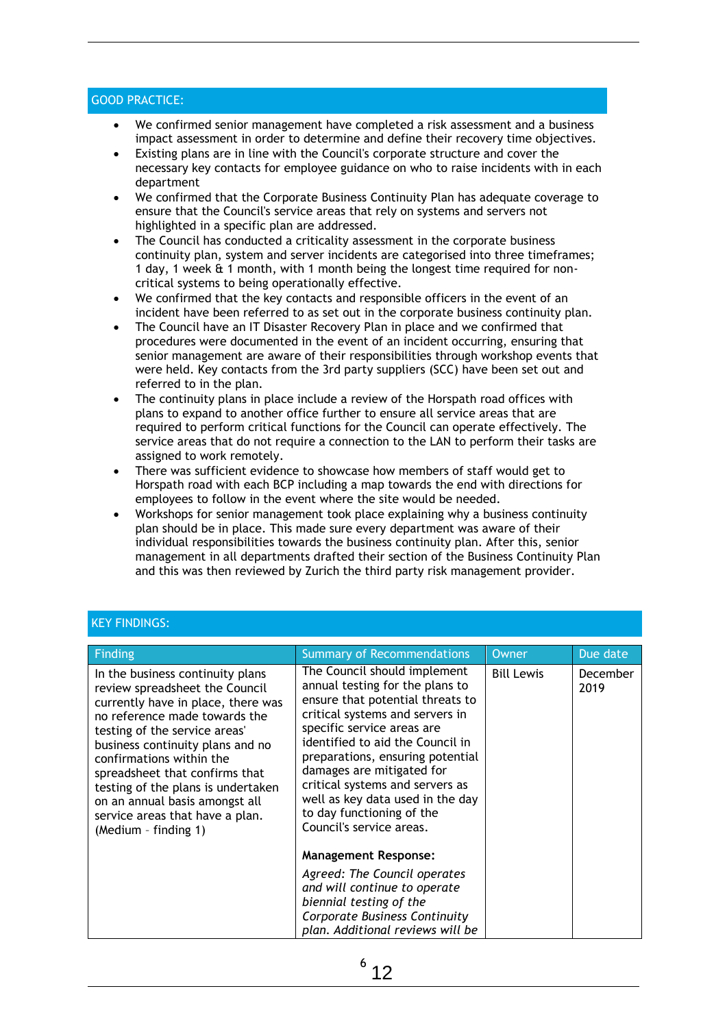## GOOD PRACTICE:

- We confirmed senior management have completed a risk assessment and a business impact assessment in order to determine and define their recovery time objectives.
- Existing plans are in line with the Council's corporate structure and cover the necessary key contacts for employee guidance on who to raise incidents with in each department
- We confirmed that the Corporate Business Continuity Plan has adequate coverage to ensure that the Council's service areas that rely on systems and servers not highlighted in a specific plan are addressed.
- The Council has conducted a criticality assessment in the corporate business continuity plan, system and server incidents are categorised into three timeframes; 1 day, 1 week & 1 month, with 1 month being the longest time required for non-critical systems to being operationally effective.
- We confirmed that the key contacts and responsible officers in the event of an incident have been referred to as set out in the corporate business continuity plan.
- The Council have an IT Disaster Recovery Plan in place and we confirmed that procedures were documented in the event of an incident occurring, ensuring that senior management are aware of their responsibilities through workshop events that were held. Key contacts from the 3rd party suppliers (SCC) have been set out and referred to in the plan.
- The continuity plans in place include a review of the Horspath road offices with plans to expand to another office further to ensure all service areas that are required to perform critical functions for the Council can operate effectively. The service areas that do not require a connection to the LAN to perform their tasks are assigned to work remotely.
- There was sufficient evidence to showcase how members of staff would get to Horspath road with each BCP including a map towards the end with directions for employees to follow in the event where the site would be needed.
- Workshops for senior management took place explaining why a business continuity plan should be in place. This made sure every department was aware of their individual responsibilities towards the business continuity plan. After this, senior management in all departments drafted their section of the Business Continuity Plan and this was then reviewed by Zurich the third party risk management provider.

## KEY FINDINGS:

| Finding | Summary of Recommendations | Owner | Due date |
|---|---|---|---|
| In the business continuity plans review spreadsheet the Council currently have in place, there was no reference made towards the testing of the service areas' business continuity plans and no confirmations within the spreadsheet that confirms that testing of the plans is undertaken on an annual basis amongst all service areas that have a plan. (Medium – finding 1) | The Council should implement annual testing for the plans to ensure that potential threats to critical systems and servers in specific service areas are identified to aid the Council in preparations, ensuring potential damages are mitigated for critical systems and servers as well as key data used in the day to day functioning of the Council's service areas.<br><br>**Management Response:**<br><br>*Agreed: The Council operates and will continue to operate biennial testing of the Corporate Business Continuity plan. Additional reviews will be* | Bill Lewis | December 2019 |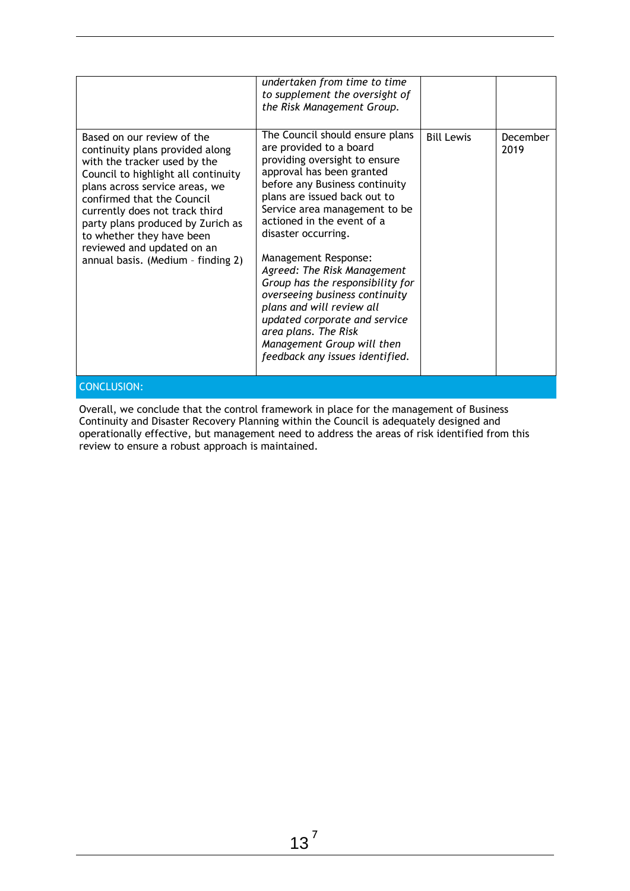| | | | |
|---|---|---|---|
| | *undertaken from time to time to supplement the oversight of the Risk Management Group.* | | |
| Based on our review of the continuity plans provided along with the tracker used by the Council to highlight all continuity plans across service areas, we confirmed that the Council currently does not track third party plans produced by Zurich as to whether they have been reviewed and updated on an annual basis. (Medium - finding 2) | The Council should ensure plans are provided to a board providing oversight to ensure approval has been granted before any Business continuity plans are issued back out to Service area management to be actioned in the event of a disaster occurring.<br><br>Management Response:<br>*Agreed: The Risk Management Group has the responsibility for overseeing business continuity plans and will review all updated corporate and service area plans. The Risk Management Group will then feedback any issues identified.* | Bill Lewis | December 2019 |

CONCLUSION:

Overall, we conclude that the control framework in place for the management of Business Continuity and Disaster Recovery Planning within the Council is adequately designed and operationally effective, but management need to address the areas of risk identified from this review to ensure a robust approach is maintained.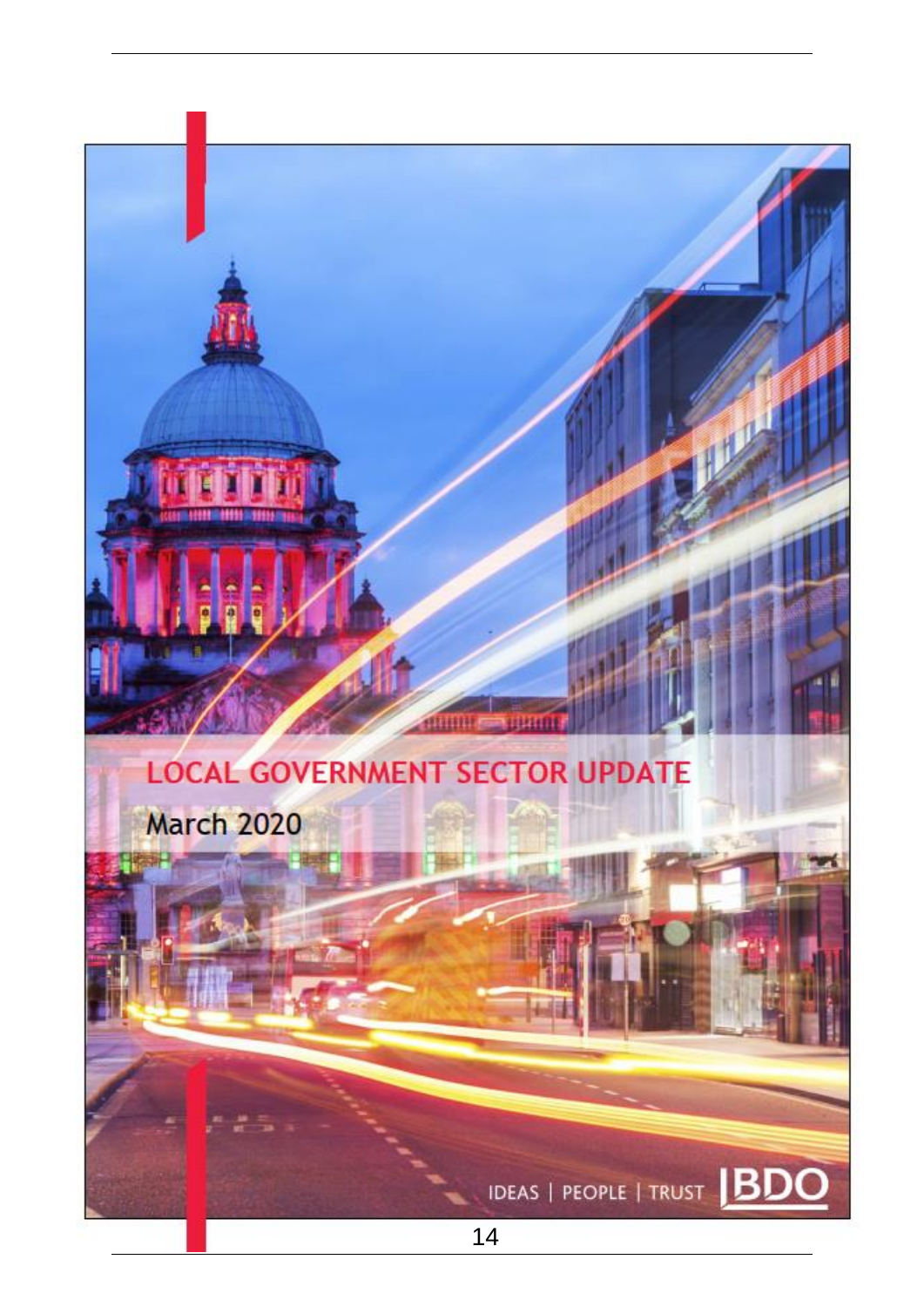# LOCAL GOVERNMENT SECTOR UPDATE

March 2020

IDEAS | PEOPLE | TRUST BDO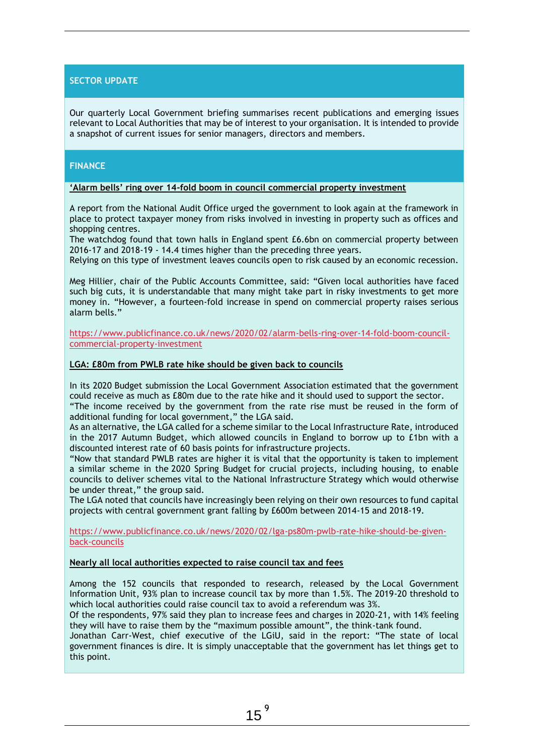## SECTOR UPDATE

Our quarterly Local Government briefing summarises recent publications and emerging issues relevant to Local Authorities that may be of interest to your organisation. It is intended to provide a snapshot of current issues for senior managers, directors and members.

## FINANCE

**'Alarm bells' ring over 14-fold boom in council commercial property investment**

A report from the National Audit Office urged the government to look again at the framework in place to protect taxpayer money from risks involved in investing in property such as offices and shopping centres.
The watchdog found that town halls in England spent £6.6bn on commercial property between 2016-17 and 2018-19 - 14.4 times higher than the preceding three years.
Relying on this type of investment leaves councils open to risk caused by an economic recession.

Meg Hillier, chair of the Public Accounts Committee, said: "Given local authorities have faced such big cuts, it is understandable that many might take part in risky investments to get more money in. "However, a fourteen-fold increase in spend on commercial property raises serious alarm bells."

https://www.publicfinance.co.uk/news/2020/02/alarm-bells-ring-over-14-fold-boom-council-commercial-property-investment

**LGA: £80m from PWLB rate hike should be given back to councils**

In its 2020 Budget submission the Local Government Association estimated that the government could receive as much as £80m due to the rate hike and it should used to support the sector.
"The income received by the government from the rate rise must be reused in the form of additional funding for local government," the LGA said.
As an alternative, the LGA called for a scheme similar to the Local Infrastructure Rate, introduced in the 2017 Autumn Budget, which allowed councils in England to borrow up to £1bn with a discounted interest rate of 60 basis points for infrastructure projects.
"Now that standard PWLB rates are higher it is vital that the opportunity is taken to implement a similar scheme in the 2020 Spring Budget for crucial projects, including housing, to enable councils to deliver schemes vital to the National Infrastructure Strategy which would otherwise be under threat," the group said.
The LGA noted that councils have increasingly been relying on their own resources to fund capital projects with central government grant falling by £600m between 2014-15 and 2018-19.

https://www.publicfinance.co.uk/news/2020/02/lga-ps80m-pwlb-rate-hike-should-be-given-back-councils

**Nearly all local authorities expected to raise council tax and fees**

Among the 152 councils that responded to research, released by the Local Government Information Unit, 93% plan to increase council tax by more than 1.5%. The 2019-20 threshold to which local authorities could raise council tax to avoid a referendum was 3%.
Of the respondents, 97% said they plan to increase fees and charges in 2020-21, with 14% feeling they will have to raise them by the "maximum possible amount", the think-tank found.
Jonathan Carr-West, chief executive of the LGiU, said in the report: "The state of local government finances is dire. It is simply unacceptable that the government has let things get to this point.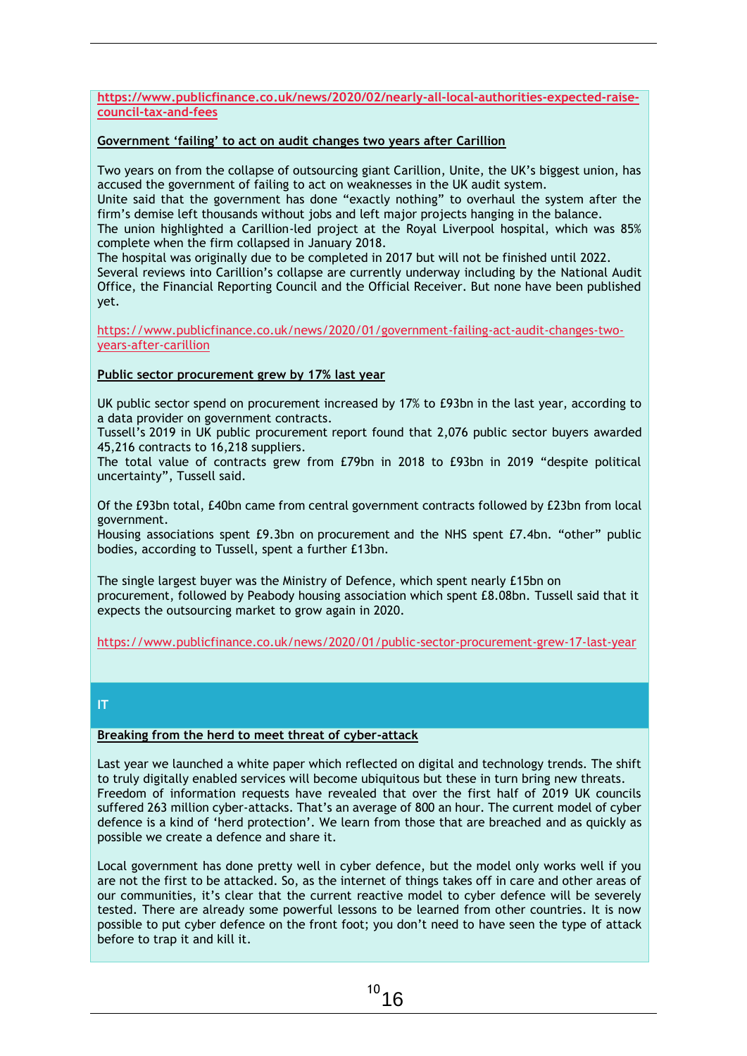https://www.publicfinance.co.uk/news/2020/02/nearly-all-local-authorities-expected-raise-council-tax-and-fees

**Government 'failing' to act on audit changes two years after Carillion**

Two years on from the collapse of outsourcing giant Carillion, Unite, the UK's biggest union, has accused the government of failing to act on weaknesses in the UK audit system.
Unite said that the government has done "exactly nothing" to overhaul the system after the firm's demise left thousands without jobs and left major projects hanging in the balance.
The union highlighted a Carillion-led project at the Royal Liverpool hospital, which was 85% complete when the firm collapsed in January 2018.
The hospital was originally due to be completed in 2017 but will not be finished until 2022.
Several reviews into Carillion's collapse are currently underway including by the National Audit Office, the Financial Reporting Council and the Official Receiver. But none have been published yet.

https://www.publicfinance.co.uk/news/2020/01/government-failing-act-audit-changes-two-years-after-carillion

**Public sector procurement grew by 17% last year**

UK public sector spend on procurement increased by 17% to £93bn in the last year, according to a data provider on government contracts.
Tussell's 2019 in UK public procurement report found that 2,076 public sector buyers awarded 45,216 contracts to 16,218 suppliers.
The total value of contracts grew from £79bn in 2018 to £93bn in 2019 "despite political uncertainty", Tussell said.

Of the £93bn total, £40bn came from central government contracts followed by £23bn from local government.
Housing associations spent £9.3bn on procurement and the NHS spent £7.4bn. "other" public bodies, according to Tussell, spent a further £13bn.

The single largest buyer was the Ministry of Defence, which spent nearly £15bn on procurement, followed by Peabody housing association which spent £8.08bn. Tussell said that it expects the outsourcing market to grow again in 2020.

https://www.publicfinance.co.uk/news/2020/01/public-sector-procurement-grew-17-last-year

## IT

**Breaking from the herd to meet threat of cyber-attack**

Last year we launched a white paper which reflected on digital and technology trends. The shift to truly digitally enabled services will become ubiquitous but these in turn bring new threats.
Freedom of information requests have revealed that over the first half of 2019 UK councils suffered 263 million cyber-attacks. That's an average of 800 an hour. The current model of cyber defence is a kind of 'herd protection'. We learn from those that are breached and as quickly as possible we create a defence and share it.

Local government has done pretty well in cyber defence, but the model only works well if you are not the first to be attacked. So, as the internet of things takes off in care and other areas of our communities, it's clear that the current reactive model to cyber defence will be severely tested. There are already some powerful lessons to be learned from other countries. It is now possible to put cyber defence on the front foot; you don't need to have seen the type of attack before to trap it and kill it.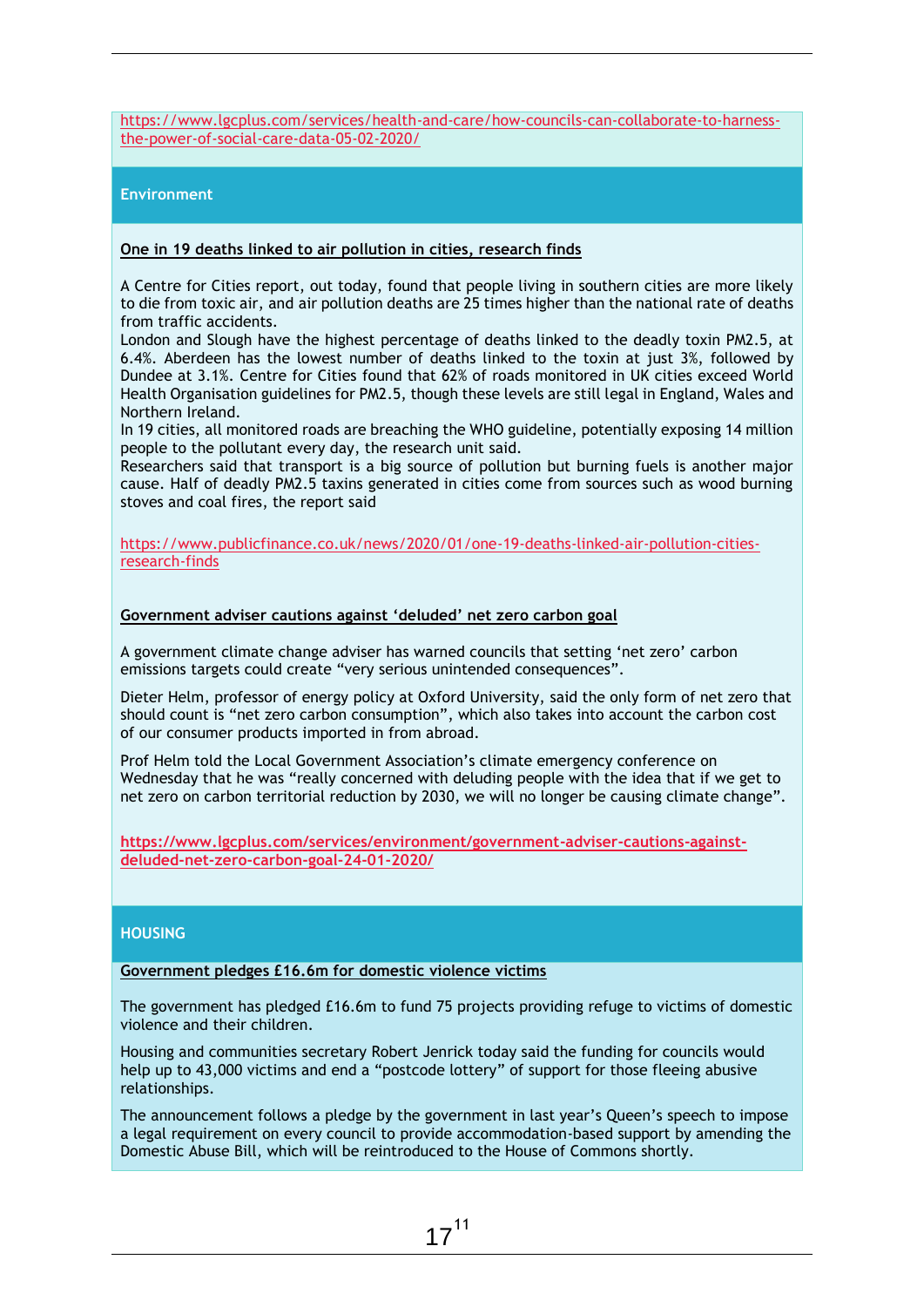https://www.lgcplus.com/services/health-and-care/how-councils-can-collaborate-to-harness-the-power-of-social-care-data-05-02-2020/

## Environment

**One in 19 deaths linked to air pollution in cities, research finds**

A Centre for Cities report, out today, found that people living in southern cities are more likely to die from toxic air, and air pollution deaths are 25 times higher than the national rate of deaths from traffic accidents.
London and Slough have the highest percentage of deaths linked to the deadly toxin PM2.5, at 6.4%. Aberdeen has the lowest number of deaths linked to the toxin at just 3%, followed by Dundee at 3.1%. Centre for Cities found that 62% of roads monitored in UK cities exceed World Health Organisation guidelines for PM2.5, though these levels are still legal in England, Wales and Northern Ireland.
In 19 cities, all monitored roads are breaching the WHO guideline, potentially exposing 14 million people to the pollutant every day, the research unit said.
Researchers said that transport is a big source of pollution but burning fuels is another major cause. Half of deadly PM2.5 taxins generated in cities come from sources such as wood burning stoves and coal fires, the report said

https://www.publicfinance.co.uk/news/2020/01/one-19-deaths-linked-air-pollution-cities-research-finds

**Government adviser cautions against 'deluded' net zero carbon goal**

A government climate change adviser has warned councils that setting 'net zero' carbon emissions targets could create "very serious unintended consequences".

Dieter Helm, professor of energy policy at Oxford University, said the only form of net zero that should count is "net zero carbon consumption", which also takes into account the carbon cost of our consumer products imported in from abroad.

Prof Helm told the Local Government Association's climate emergency conference on Wednesday that he was "really concerned with deluding people with the idea that if we get to net zero on carbon territorial reduction by 2030, we will no longer be causing climate change".

**https://www.lgcplus.com/services/environment/government-adviser-cautions-against-deluded-net-zero-carbon-goal-24-01-2020/**

## HOUSING

**Government pledges £16.6m for domestic violence victims**

The government has pledged £16.6m to fund 75 projects providing refuge to victims of domestic violence and their children.

Housing and communities secretary Robert Jenrick today said the funding for councils would help up to 43,000 victims and end a "postcode lottery" of support for those fleeing abusive relationships.

The announcement follows a pledge by the government in last year's Queen's speech to impose a legal requirement on every council to provide accommodation-based support by amending the Domestic Abuse Bill, which will be reintroduced to the House of Commons shortly.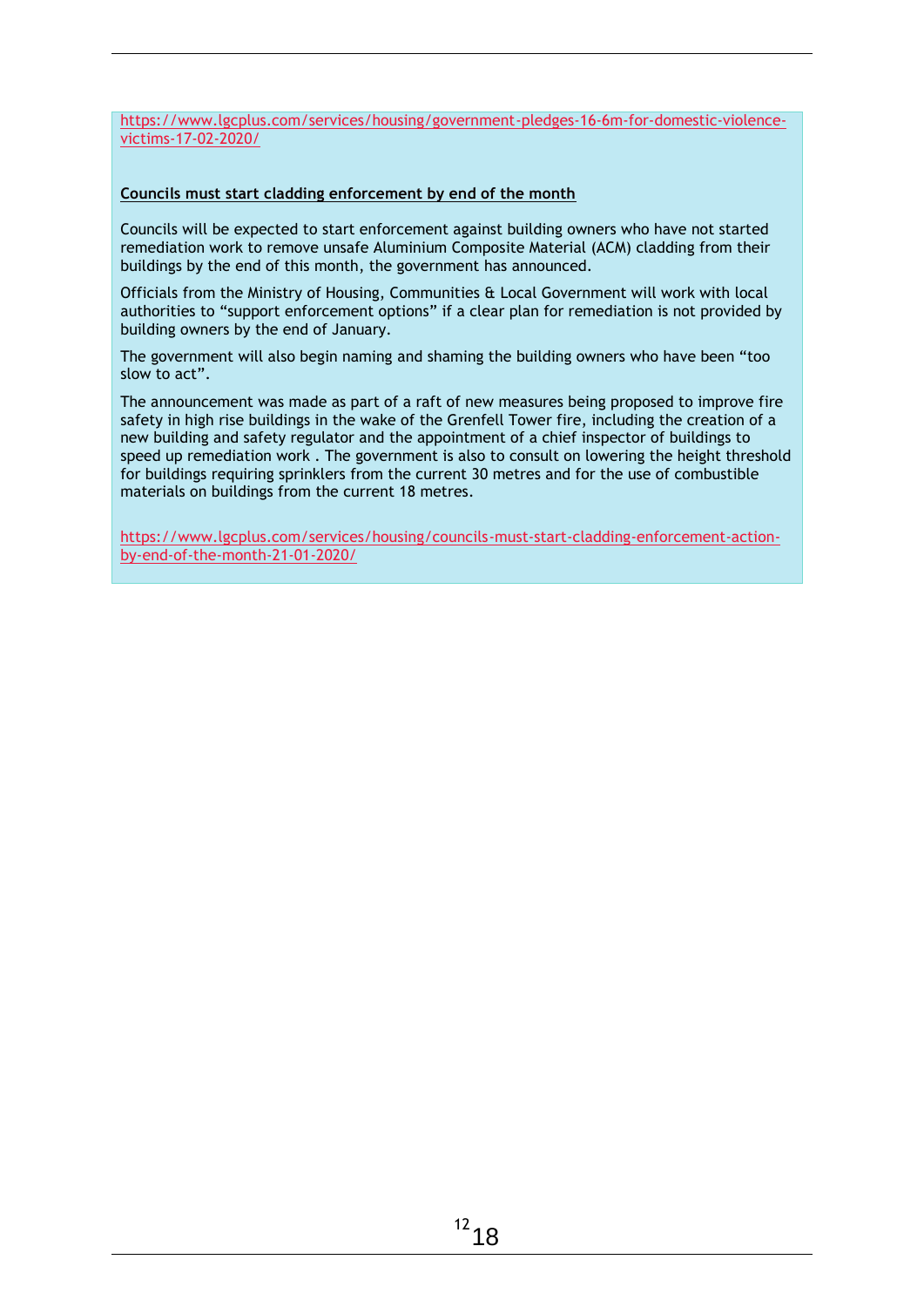https://www.lgcplus.com/services/housing/government-pledges-16-6m-for-domestic-violence-victims-17-02-2020/

**Councils must start cladding enforcement by end of the month**

Councils will be expected to start enforcement against building owners who have not started remediation work to remove unsafe Aluminium Composite Material (ACM) cladding from their buildings by the end of this month, the government has announced.

Officials from the Ministry of Housing, Communities & Local Government will work with local authorities to "support enforcement options" if a clear plan for remediation is not provided by building owners by the end of January.

The government will also begin naming and shaming the building owners who have been "too slow to act".

The announcement was made as part of a raft of new measures being proposed to improve fire safety in high rise buildings in the wake of the Grenfell Tower fire, including the creation of a new building and safety regulator and the appointment of a chief inspector of buildings to speed up remediation work . The government is also to consult on lowering the height threshold for buildings requiring sprinklers from the current 30 metres and for the use of combustible materials on buildings from the current 18 metres.

https://www.lgcplus.com/services/housing/councils-must-start-cladding-enforcement-action-by-end-of-the-month-21-01-2020/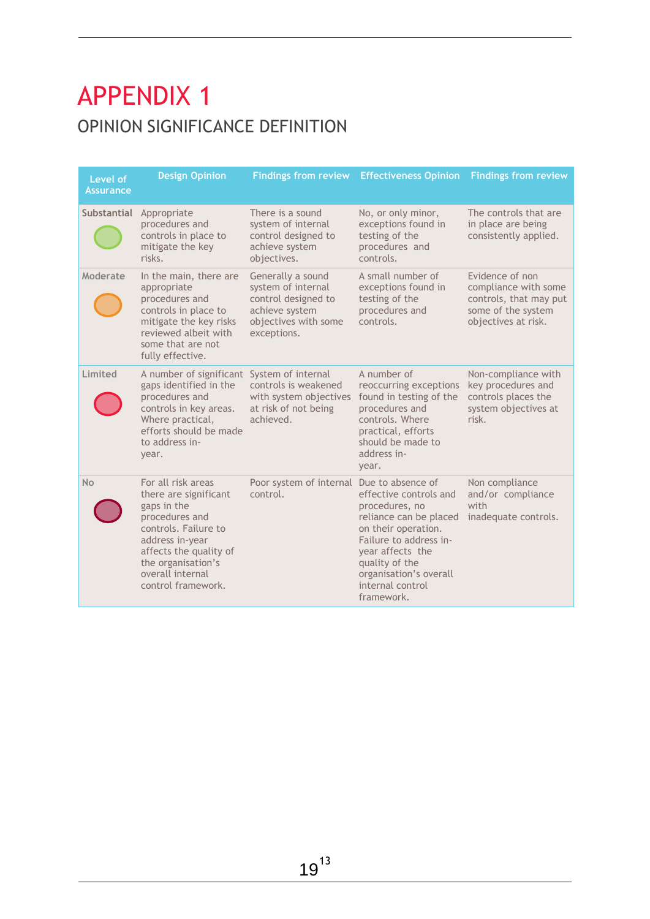# APPENDIX 1

## OPINION SIGNIFICANCE DEFINITION

| Level of Assurance | Design Opinion | Findings from review | Effectiveness Opinion | Findings from review |
|---|---|---|---|---|
| Substantial | Appropriate procedures and controls in place to mitigate the key risks. | There is a sound system of internal control designed to achieve system objectives. | No, or only minor, exceptions found in testing of the procedures and controls. | The controls that are in place are being consistently applied. |
| Moderate | In the main, there are appropriate procedures and controls in place to mitigate the key risks reviewed albeit with some that are not fully effective. | Generally a sound system of internal control designed to achieve system objectives with some exceptions. | A small number of exceptions found in testing of the procedures and controls. | Evidence of non compliance with some controls, that may put some of the system objectives at risk. |
| Limited | A number of significant gaps identified in the procedures and controls in key areas. Where practical, efforts should be made to address in-year. | System of internal controls is weakened with system objectives at risk of not being achieved. | A number of reoccurring exceptions found in testing of the procedures and controls. Where practical, efforts should be made to address in-year. | Non-compliance with key procedures and controls places the system objectives at risk. |
| No | For all risk areas there are significant gaps in the procedures and controls. Failure to address in-year affects the quality of the organisation's overall internal control framework. | Poor system of internal control. | Due to absence of effective controls and procedures, no reliance can be placed on their operation. Failure to address in-year affects the quality of the organisation's overall internal control framework. | Non compliance and/or compliance with inadequate controls. |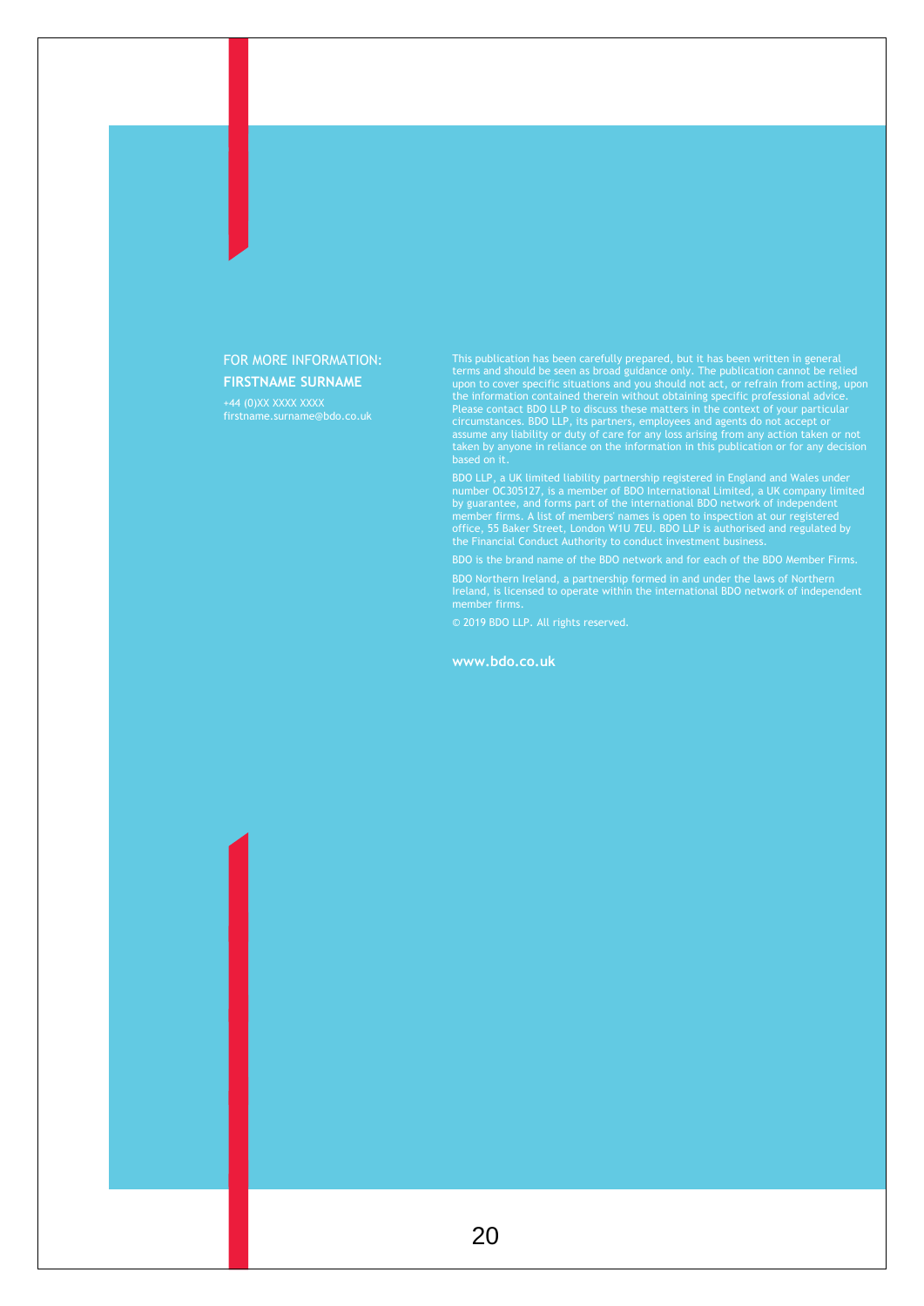FOR MORE INFORMATION:

**FIRSTNAME SURNAME**

+44 (0)XX XXXX XXXX
firstname.surname@bdo.co.uk

This publication has been carefully prepared, but it has been written in general terms and should be seen as broad guidance only. The publication cannot be relied upon to cover specific situations and you should not act, or refrain from acting, upon the information contained therein without obtaining specific professional advice. Please contact BDO LLP to discuss these matters in the context of your particular circumstances. BDO LLP, its partners, employees and agents do not accept or assume any liability or duty of care for any loss arising from any action taken or not taken by anyone in reliance on the information in this publication or for any decision based on it.

BDO LLP, a UK limited liability partnership registered in England and Wales under number OC305127, is a member of BDO International Limited, a UK company limited by guarantee, and forms part of the international BDO network of independent member firms. A list of members' names is open to inspection at our registered office, 55 Baker Street, London W1U 7EU. BDO LLP is authorised and regulated by the Financial Conduct Authority to conduct investment business.

BDO is the brand name of the BDO network and for each of the BDO Member Firms.

BDO Northern Ireland, a partnership formed in and under the laws of Northern Ireland, is licensed to operate within the international BDO network of independent member firms.

© 2019 BDO LLP. All rights reserved.

**www.bdo.co.uk**